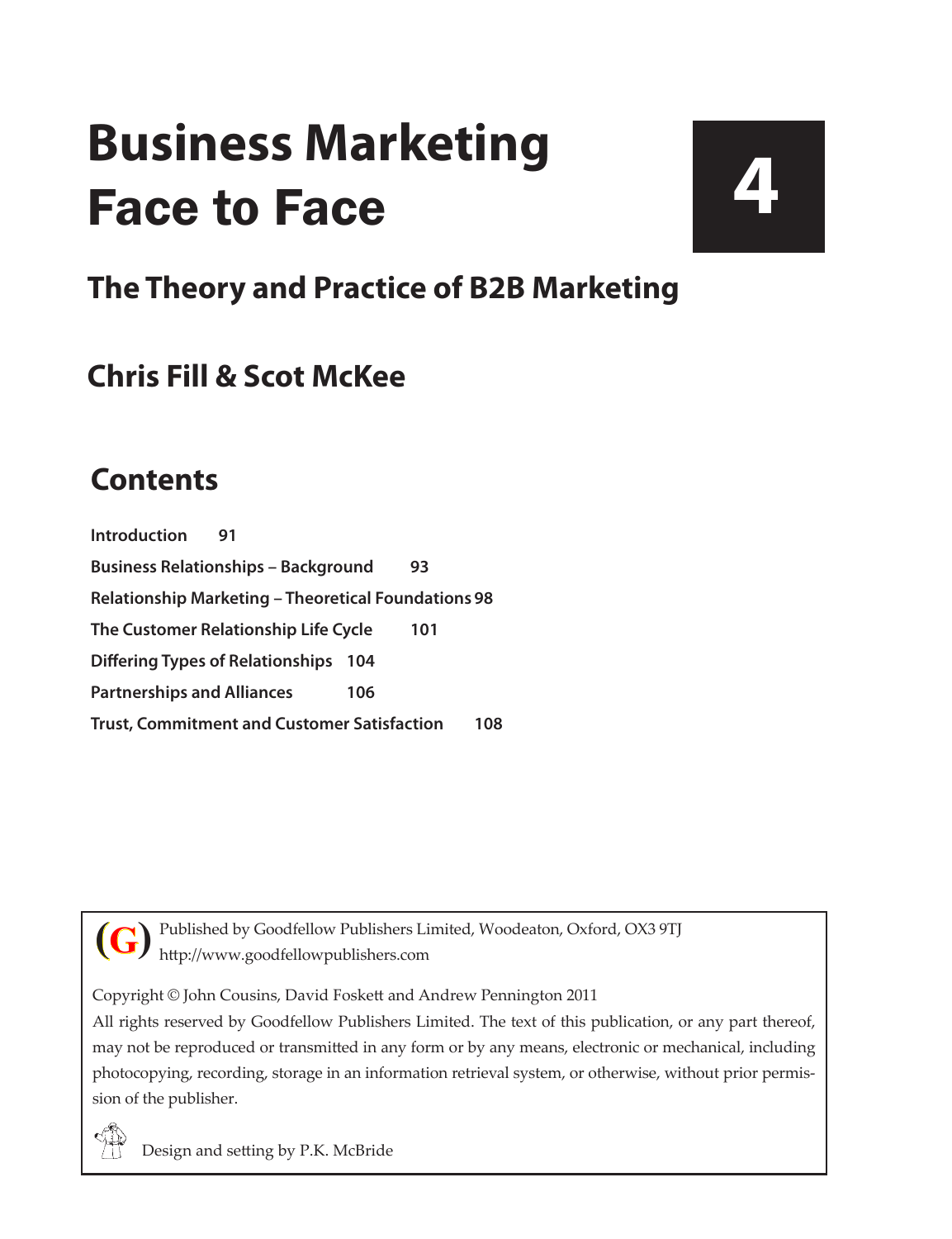# Business Marketing Face to Face

**4**

## The Theory and Practice of B2B Marketing

### Chris Fill & Scot McKee

## Contents

**Introduction** 91

**Business Relationships – Background** 93

**Relationship Marketing – Theoretical Foundations** 98

**The Customer Relationship Life Cycle** 101

**Differing Types of Relationships** 104

**Partnerships and Alliances** 106

**Trust, Commitment and Customer Satisfaction** 108

(G) Published by Goodfellow Publishers Limited, Woodeaton, Oxford, OX3 9TJ
http://www.goodfellowpublishers.com

Copyright © John Cousins, David Foskett and Andrew Pennington 2011

All rights reserved by Goodfellow Publishers Limited. The text of this publication, or any part thereof, may not be reproduced or transmitted in any form or by any means, electronic or mechanical, including photocopying, recording, storage in an information retrieval system, or otherwise, without prior permission of the publisher.

Design and setting by P.K. McBride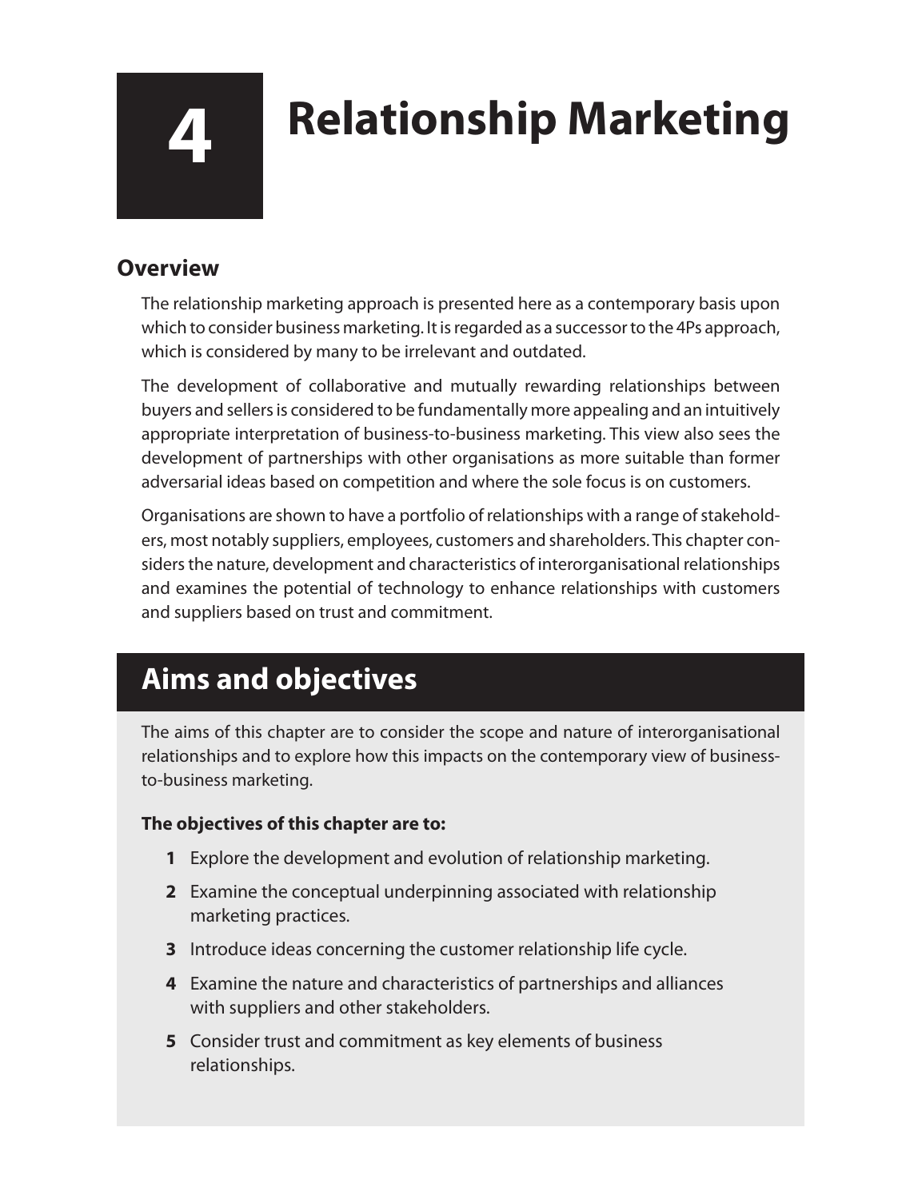# 4 Relationship Marketing

## Overview

The relationship marketing approach is presented here as a contemporary basis upon which to consider business marketing. It is regarded as a successor to the 4Ps approach, which is considered by many to be irrelevant and outdated.

The development of collaborative and mutually rewarding relationships between buyers and sellers is considered to be fundamentally more appealing and an intuitively appropriate interpretation of business-to-business marketing. This view also sees the development of partnerships with other organisations as more suitable than former adversarial ideas based on competition and where the sole focus is on customers.

Organisations are shown to have a portfolio of relationships with a range of stakeholders, most notably suppliers, employees, customers and shareholders. This chapter considers the nature, development and characteristics of interorganisational relationships and examines the potential of technology to enhance relationships with customers and suppliers based on trust and commitment.

## Aims and objectives

The aims of this chapter are to consider the scope and nature of interorganisational relationships and to explore how this impacts on the contemporary view of business-to-business marketing.

**The objectives of this chapter are to:**

1. Explore the development and evolution of relationship marketing.
2. Examine the conceptual underpinning associated with relationship marketing practices.
3. Introduce ideas concerning the customer relationship life cycle.
4. Examine the nature and characteristics of partnerships and alliances with suppliers and other stakeholders.
5. Consider trust and commitment as key elements of business relationships.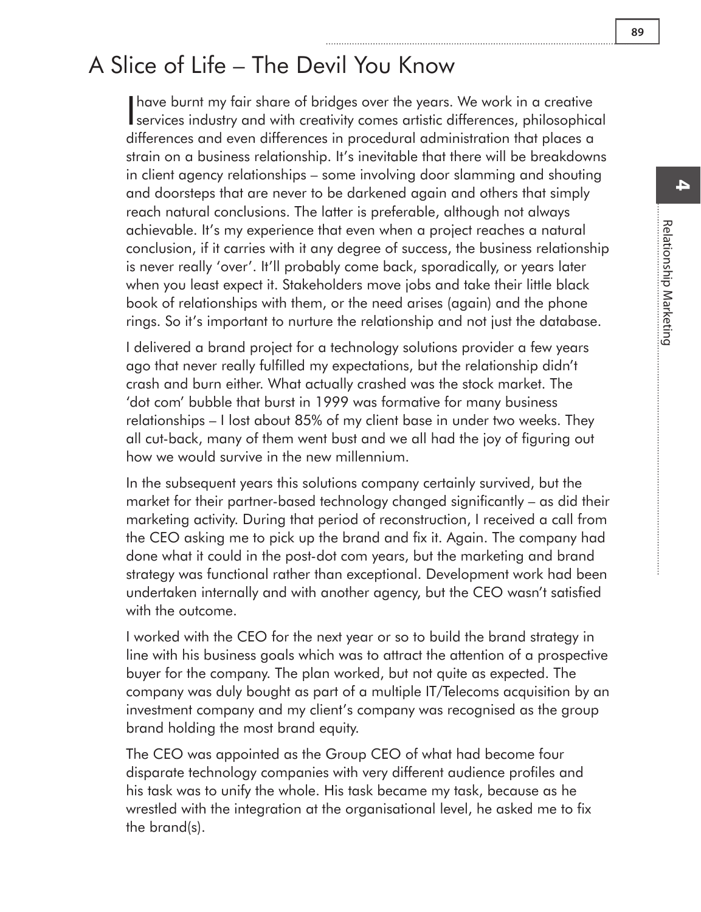# A Slice of Life – The Devil You Know

I have burnt my fair share of bridges over the years. We work in a creative services industry and with creativity comes artistic differences, philosophical differences and even differences in procedural administration that places a strain on a business relationship. It's inevitable that there will be breakdowns in client agency relationships – some involving door slamming and shouting and doorsteps that are never to be darkened again and others that simply reach natural conclusions. The latter is preferable, although not always achievable. It's my experience that even when a project reaches a natural conclusion, if it carries with it any degree of success, the business relationship is never really 'over'. It'll probably come back, sporadically, or years later when you least expect it. Stakeholders move jobs and take their little black book of relationships with them, or the need arises (again) and the phone rings. So it's important to nurture the relationship and not just the database.

I delivered a brand project for a technology solutions provider a few years ago that never really fulfilled my expectations, but the relationship didn't crash and burn either. What actually crashed was the stock market. The 'dot com' bubble that burst in 1999 was formative for many business relationships – I lost about 85% of my client base in under two weeks. They all cut-back, many of them went bust and we all had the joy of figuring out how we would survive in the new millennium.

In the subsequent years this solutions company certainly survived, but the market for their partner-based technology changed significantly – as did their marketing activity. During that period of reconstruction, I received a call from the CEO asking me to pick up the brand and fix it. Again. The company had done what it could in the post-dot com years, but the marketing and brand strategy was functional rather than exceptional. Development work had been undertaken internally and with another agency, but the CEO wasn't satisfied with the outcome.

I worked with the CEO for the next year or so to build the brand strategy in line with his business goals which was to attract the attention of a prospective buyer for the company. The plan worked, but not quite as expected. The company was duly bought as part of a multiple IT/Telecoms acquisition by an investment company and my client's company was recognised as the group brand holding the most brand equity.

The CEO was appointed as the Group CEO of what had become four disparate technology companies with very different audience profiles and his task was to unify the whole. His task became my task, because as he wrestled with the integration at the organisational level, he asked me to fix the brand(s).